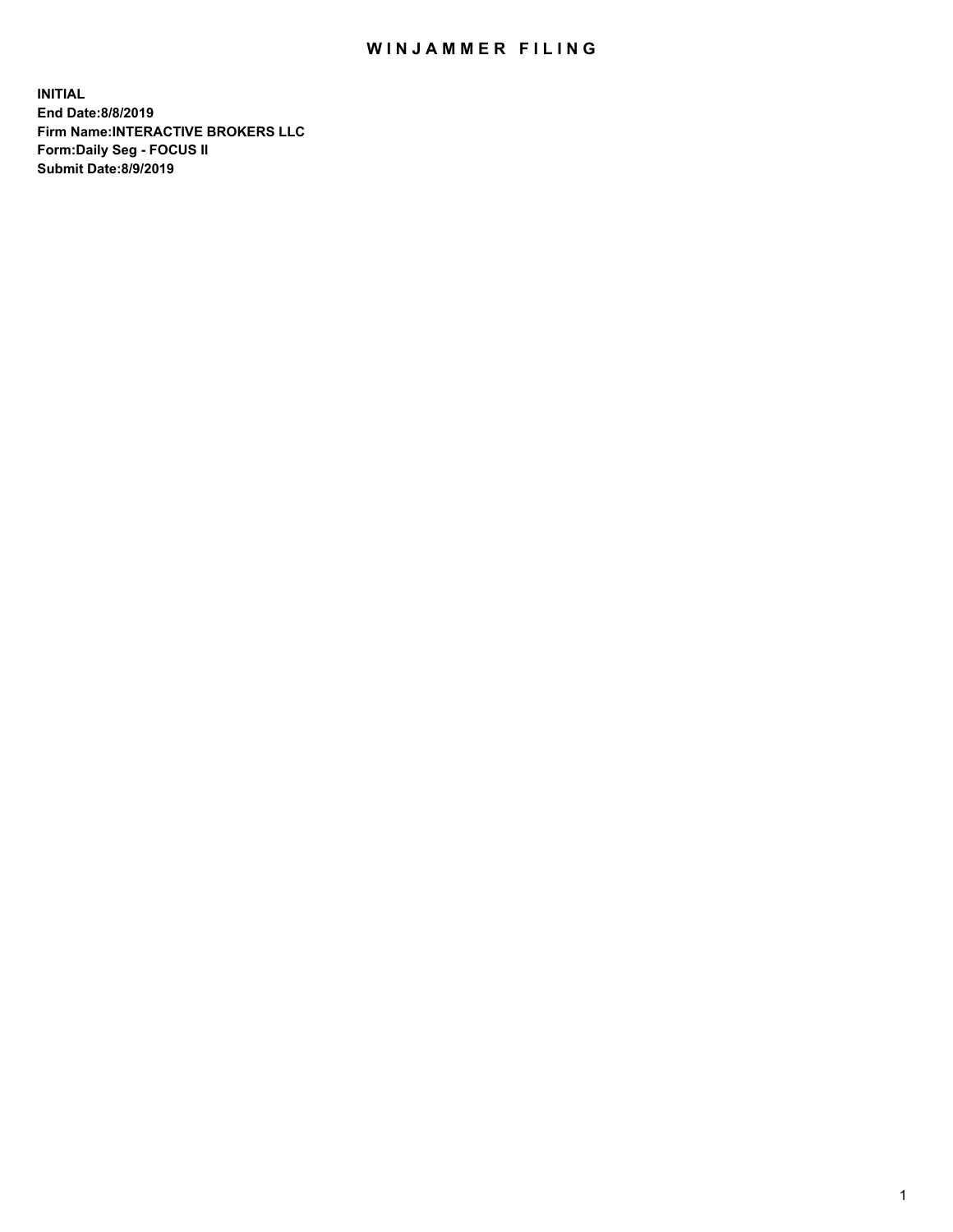# WINJAMMER FILING

**INITIAL**
**End Date:8/8/2019**
**Firm Name:INTERACTIVE BROKERS LLC**
**Form:Daily Seg - FOCUS II**
**Submit Date:8/9/2019**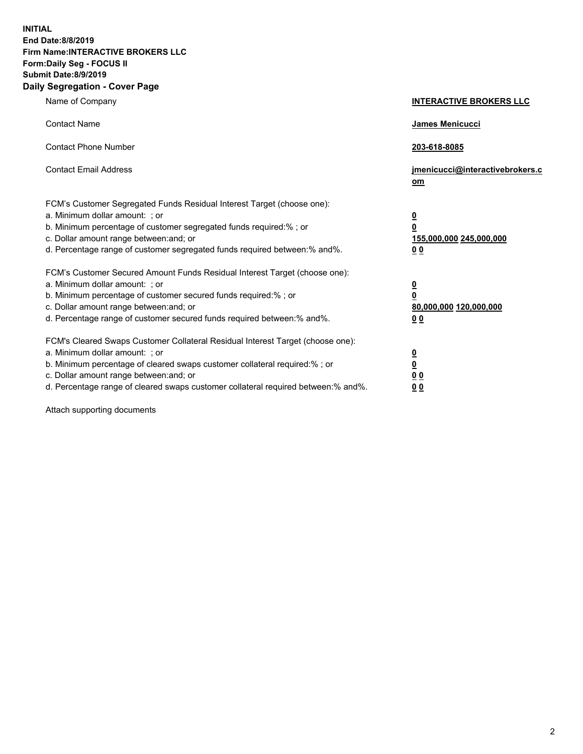**INITIAL**
**End Date:8/8/2019**
**Firm Name:INTERACTIVE BROKERS LLC**
**Form:Daily Seg - FOCUS II**
**Submit Date:8/9/2019**
**Daily Segregation - Cover Page**

| | |
|---|---|
| Name of Company | **INTERACTIVE BROKERS LLC** |
| Contact Name | **James Menicucci** |
| Contact Phone Number | **203-618-8085** |
| Contact Email Address | **jmenicucci@interactivebrokers.com** |
| FCM's Customer Segregated Funds Residual Interest Target (choose one): | |
| a. Minimum dollar amount: ; or | **0** |
| b. Minimum percentage of customer segregated funds required:% ; or | **0** |
| c. Dollar amount range between:and; or | **155,000,000 245,000,000** |
| d. Percentage range of customer segregated funds required between:% and%. | **0 0** |
| FCM's Customer Secured Amount Funds Residual Interest Target (choose one): | |
| a. Minimum dollar amount: ; or | **0** |
| b. Minimum percentage of customer secured funds required:% ; or | **0** |
| c. Dollar amount range between:and; or | **80,000,000 120,000,000** |
| d. Percentage range of customer secured funds required between:% and%. | **0 0** |
| FCM's Cleared Swaps Customer Collateral Residual Interest Target (choose one): | |
| a. Minimum dollar amount: ; or | **0** |
| b. Minimum percentage of cleared swaps customer collateral required:% ; or | **0** |
| c. Dollar amount range between:and; or | **0 0** |
| d. Percentage range of cleared swaps customer collateral required between:% and%. | **0 0** |

Attach supporting documents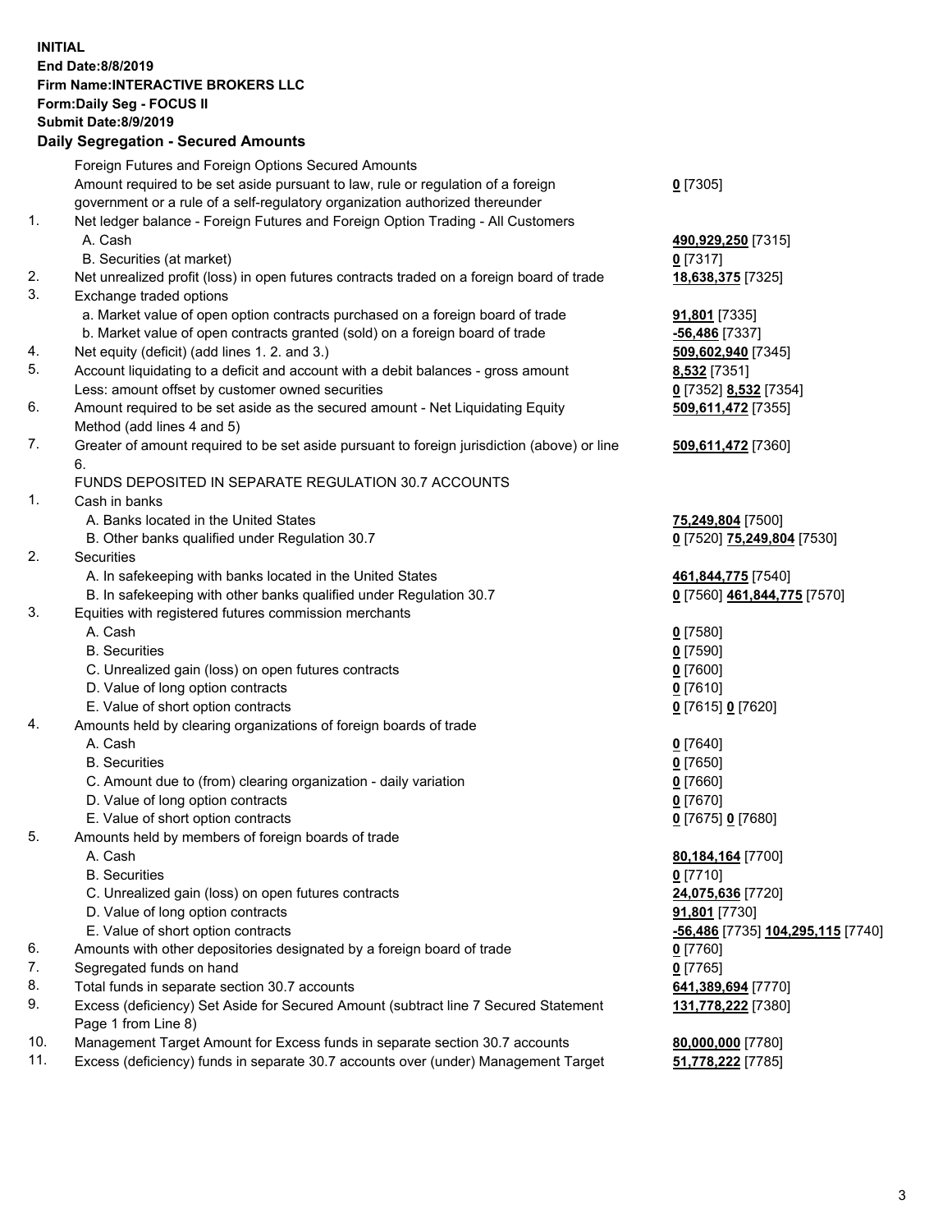**INITIAL**
**End Date:8/8/2019**
**Firm Name:INTERACTIVE BROKERS LLC**
**Form:Daily Seg - FOCUS II**
**Submit Date:8/9/2019**

## Daily Segregation - Secured Amounts

| | | |
|---|---|---|
| | Foreign Futures and Foreign Options Secured Amounts | |
| | Amount required to be set aside pursuant to law, rule or regulation of a foreign government or a rule of a self-regulatory organization authorized thereunder | **0** [7305] |
| 1. | Net ledger balance - Foreign Futures and Foreign Option Trading - All Customers | |
| | A. Cash | **490,929,250** [7315] |
| | B. Securities (at market) | **0** [7317] |
| 2. | Net unrealized profit (loss) in open futures contracts traded on a foreign board of trade | **18,638,375** [7325] |
| 3. | Exchange traded options | |
| | a. Market value of open option contracts purchased on a foreign board of trade | **91,801** [7335] |
| | b. Market value of open contracts granted (sold) on a foreign board of trade | **-56,486** [7337] |
| 4. | Net equity (deficit) (add lines 1. 2. and 3.) | **509,602,940** [7345] |
| 5. | Account liquidating to a deficit and account with a debit balances - gross amount | **8,532** [7351] |
| | Less: amount offset by customer owned securities | **0** [7352] **8,532** [7354] |
| 6. | Amount required to be set aside as the secured amount - Net Liquidating Equity Method (add lines 4 and 5) | **509,611,472** [7355] |
| 7. | Greater of amount required to be set aside pursuant to foreign jurisdiction (above) or line 6. | **509,611,472** [7360] |
| | FUNDS DEPOSITED IN SEPARATE REGULATION 30.7 ACCOUNTS | |
| 1. | Cash in banks | |
| | A. Banks located in the United States | **75,249,804** [7500] |
| | B. Other banks qualified under Regulation 30.7 | **0** [7520] **75,249,804** [7530] |
| 2. | Securities | |
| | A. In safekeeping with banks located in the United States | **461,844,775** [7540] |
| | B. In safekeeping with other banks qualified under Regulation 30.7 | **0** [7560] **461,844,775** [7570] |
| 3. | Equities with registered futures commission merchants | |
| | A. Cash | **0** [7580] |
| | B. Securities | **0** [7590] |
| | C. Unrealized gain (loss) on open futures contracts | **0** [7600] |
| | D. Value of long option contracts | **0** [7610] |
| | E. Value of short option contracts | **0** [7615] **0** [7620] |
| 4. | Amounts held by clearing organizations of foreign boards of trade | |
| | A. Cash | **0** [7640] |
| | B. Securities | **0** [7650] |
| | C. Amount due to (from) clearing organization - daily variation | **0** [7660] |
| | D. Value of long option contracts | **0** [7670] |
| | E. Value of short option contracts | **0** [7675] **0** [7680] |
| 5. | Amounts held by members of foreign boards of trade | |
| | A. Cash | **80,184,164** [7700] |
| | B. Securities | **0** [7710] |
| | C. Unrealized gain (loss) on open futures contracts | **24,075,636** [7720] |
| | D. Value of long option contracts | **91,801** [7730] |
| | E. Value of short option contracts | **-56,486** [7735] **104,295,115** [7740] |
| 6. | Amounts with other depositories designated by a foreign board of trade | **0** [7760] |
| 7. | Segregated funds on hand | **0** [7765] |
| 8. | Total funds in separate section 30.7 accounts | **641,389,694** [7770] |
| 9. | Excess (deficiency) Set Aside for Secured Amount (subtract line 7 Secured Statement Page 1 from Line 8) | **131,778,222** [7380] |
| 10. | Management Target Amount for Excess funds in separate section 30.7 accounts | **80,000,000** [7780] |
| 11. | Excess (deficiency) funds in separate 30.7 accounts over (under) Management Target | **51,778,222** [7785] |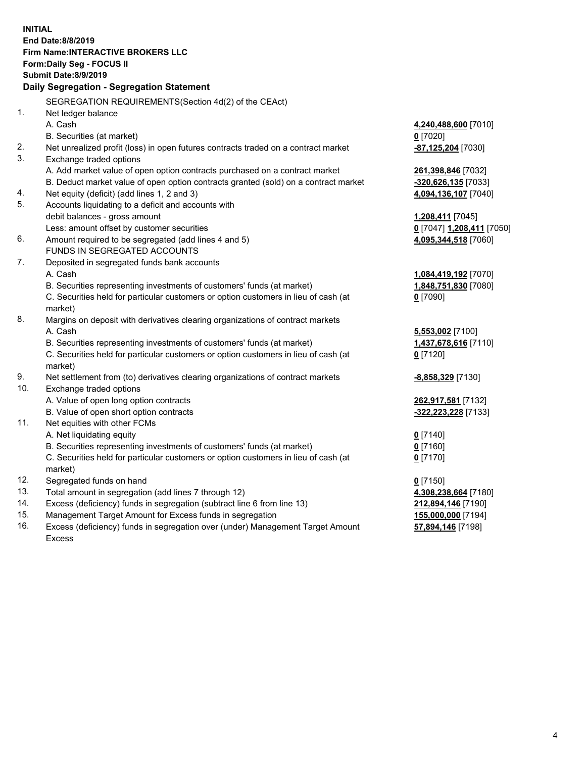**INITIAL**
**End Date:8/8/2019**
**Firm Name:INTERACTIVE BROKERS LLC**
**Form:Daily Seg - FOCUS II**
**Submit Date:8/9/2019**

**Daily Segregation - Segregation Statement**

| | | |
|---|---|---|
| | SEGREGATION REQUIREMENTS(Section 4d(2) of the CEAct) | |
| 1. | Net ledger balance | |
| | A. Cash | **4,240,488,600** [7010] |
| | B. Securities (at market) | **0** [7020] |
| 2. | Net unrealized profit (loss) in open futures contracts traded on a contract market | **-87,125,204** [7030] |
| 3. | Exchange traded options | |
| | A. Add market value of open option contracts purchased on a contract market | **261,398,846** [7032] |
| | B. Deduct market value of open option contracts granted (sold) on a contract market | **-320,626,135** [7033] |
| 4. | Net equity (deficit) (add lines 1, 2 and 3) | **4,094,136,107** [7040] |
| 5. | Accounts liquidating to a deficit and accounts with | |
| | debit balances - gross amount | **1,208,411** [7045] |
| | Less: amount offset by customer securities | **0** [7047] **1,208,411** [7050] |
| 6. | Amount required to be segregated (add lines 4 and 5) | **4,095,344,518** [7060] |
| | FUNDS IN SEGREGATED ACCOUNTS | |
| 7. | Deposited in segregated funds bank accounts | |
| | A. Cash | **1,084,419,192** [7070] |
| | B. Securities representing investments of customers' funds (at market) | **1,848,751,830** [7080] |
| | C. Securities held for particular customers or option customers in lieu of cash (at market) | **0** [7090] |
| 8. | Margins on deposit with derivatives clearing organizations of contract markets | |
| | A. Cash | **5,553,002** [7100] |
| | B. Securities representing investments of customers' funds (at market) | **1,437,678,616** [7110] |
| | C. Securities held for particular customers or option customers in lieu of cash (at market) | **0** [7120] |
| 9. | Net settlement from (to) derivatives clearing organizations of contract markets | **-8,858,329** [7130] |
| 10. | Exchange traded options | |
| | A. Value of open long option contracts | **262,917,581** [7132] |
| | B. Value of open short option contracts | **-322,223,228** [7133] |
| 11. | Net equities with other FCMs | |
| | A. Net liquidating equity | **0** [7140] |
| | B. Securities representing investments of customers' funds (at market) | **0** [7160] |
| | C. Securities held for particular customers or option customers in lieu of cash (at market) | **0** [7170] |
| 12. | Segregated funds on hand | **0** [7150] |
| 13. | Total amount in segregation (add lines 7 through 12) | **4,308,238,664** [7180] |
| 14. | Excess (deficiency) funds in segregation (subtract line 6 from line 13) | **212,894,146** [7190] |
| 15. | Management Target Amount for Excess funds in segregation | **155,000,000** [7194] |
| 16. | Excess (deficiency) funds in segregation over (under) Management Target Amount Excess | **57,894,146** [7198] |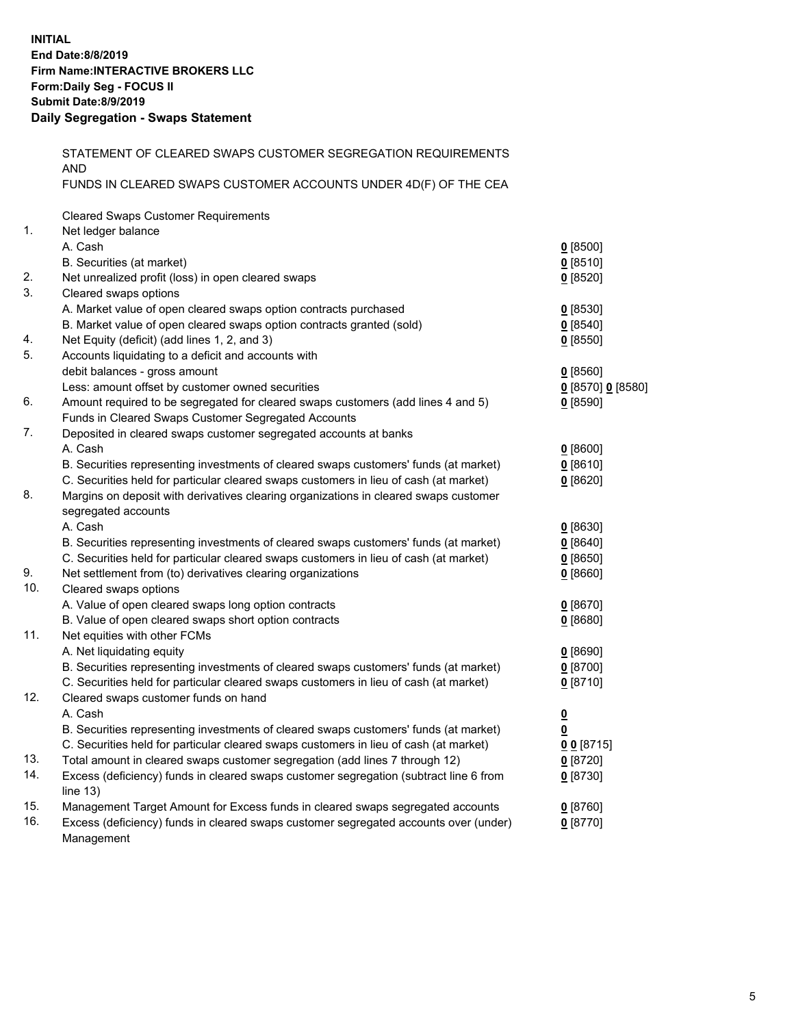**INITIAL**
**End Date:8/8/2019**
**Firm Name:INTERACTIVE BROKERS LLC**
**Form:Daily Seg - FOCUS II**
**Submit Date:8/9/2019**
**Daily Segregation - Swaps Statement**

STATEMENT OF CLEARED SWAPS CUSTOMER SEGREGATION REQUIREMENTS AND FUNDS IN CLEARED SWAPS CUSTOMER ACCOUNTS UNDER 4D(F) OF THE CEA

| | | |
|---|---|---|
| | Cleared Swaps Customer Requirements | |
| 1. | Net ledger balance | |
| | A. Cash | 0 [8500] |
| | B. Securities (at market) | 0 [8510] |
| 2. | Net unrealized profit (loss) in open cleared swaps | 0 [8520] |
| 3. | Cleared swaps options | |
| | A. Market value of open cleared swaps option contracts purchased | 0 [8530] |
| | B. Market value of open cleared swaps option contracts granted (sold) | 0 [8540] |
| 4. | Net Equity (deficit) (add lines 1, 2, and 3) | 0 [8550] |
| 5. | Accounts liquidating to a deficit and accounts with | |
| | debit balances - gross amount | 0 [8560] |
| | Less: amount offset by customer owned securities | 0 [8570] 0 [8580] |
| 6. | Amount required to be segregated for cleared swaps customers (add lines 4 and 5) | 0 [8590] |
| | Funds in Cleared Swaps Customer Segregated Accounts | |
| 7. | Deposited in cleared swaps customer segregated accounts at banks | |
| | A. Cash | 0 [8600] |
| | B. Securities representing investments of cleared swaps customers' funds (at market) | 0 [8610] |
| | C. Securities held for particular cleared swaps customers in lieu of cash (at market) | 0 [8620] |
| 8. | Margins on deposit with derivatives clearing organizations in cleared swaps customer segregated accounts | |
| | A. Cash | 0 [8630] |
| | B. Securities representing investments of cleared swaps customers' funds (at market) | 0 [8640] |
| | C. Securities held for particular cleared swaps customers in lieu of cash (at market) | 0 [8650] |
| 9. | Net settlement from (to) derivatives clearing organizations | 0 [8660] |
| 10. | Cleared swaps options | |
| | A. Value of open cleared swaps long option contracts | 0 [8670] |
| | B. Value of open cleared swaps short option contracts | 0 [8680] |
| 11. | Net equities with other FCMs | |
| | A. Net liquidating equity | 0 [8690] |
| | B. Securities representing investments of cleared swaps customers' funds (at market) | 0 [8700] |
| | C. Securities held for particular cleared swaps customers in lieu of cash (at market) | 0 [8710] |
| 12. | Cleared swaps customer funds on hand | |
| | A. Cash | 0 |
| | B. Securities representing investments of cleared swaps customers' funds (at market) | 0 |
| | C. Securities held for particular cleared swaps customers in lieu of cash (at market) | 0 0 [8715] |
| 13. | Total amount in cleared swaps customer segregation (add lines 7 through 12) | 0 [8720] |
| 14. | Excess (deficiency) funds in cleared swaps customer segregation (subtract line 6 from line 13) | 0 [8730] |
| 15. | Management Target Amount for Excess funds in cleared swaps segregated accounts | 0 [8760] |
| 16. | Excess (deficiency) funds in cleared swaps customer segregated accounts over (under) Management | 0 [8770] |